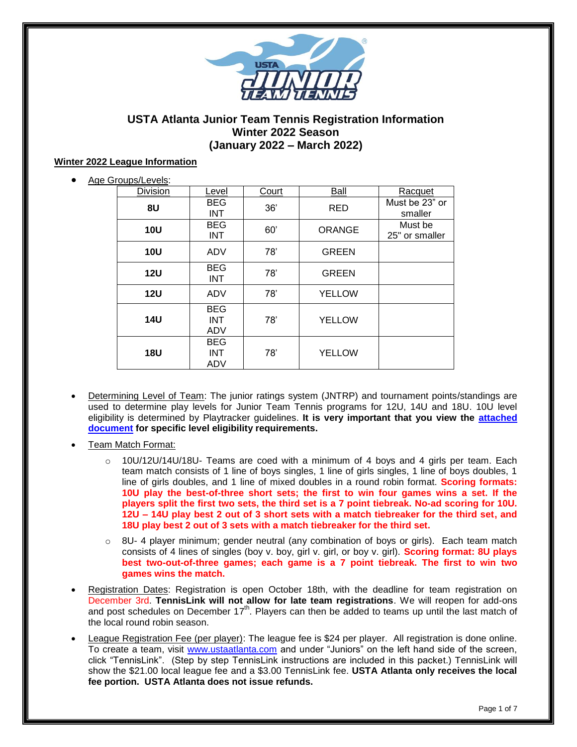# USTA Atlanta Junior Team Tennis Registration Information
## Winter 2022 Season
## (January 2022 – March 2022)

**Winter 2022 League Information**

- Age Groups/Levels:

| Division | Level | Court | Ball | Racquet |
|---|---|---|---|---|
| **8U** | BEG INT | 36' | RED | Must be 23" or smaller |
| **10U** | BEG INT | 60' | ORANGE | Must be 25" or smaller |
| **10U** | ADV | 78' | GREEN | |
| **12U** | BEG INT | 78' | GREEN | |
| **12U** | ADV | 78' | YELLOW | |
| **14U** | BEG INT ADV | 78' | YELLOW | |
| **18U** | BEG INT ADV | 78' | YELLOW | |

- Determining Level of Team: The junior ratings system (JNTRP) and tournament points/standings are used to determine play levels for Junior Team Tennis programs for 12U, 14U and 18U. 10U level eligibility is determined by Playtracker guidelines. **It is very important that you view the attached document for specific level eligibility requirements.**

- Team Match Format:
  - 10U/12U/14U/18U- Teams are coed with a minimum of 4 boys and 4 girls per team. Each team match consists of 1 line of boys singles, 1 line of girls singles, 1 line of boys doubles, 1 line of girls doubles, and 1 line of mixed doubles in a round robin format. **Scoring formats: 10U play the best-of-three short sets; the first to win four games wins a set. If the players split the first two sets, the third set is a 7 point tiebreak. No-ad scoring for 10U. 12U – 14U play best 2 out of 3 short sets with a match tiebreaker for the third set, and 18U play best 2 out of 3 sets with a match tiebreaker for the third set.**
  - 8U- 4 player minimum; gender neutral (any combination of boys or girls). Each team match consists of 4 lines of singles (boy v. boy, girl v. girl, or boy v. girl). **Scoring format: 8U plays best two-out-of-three games; each game is a 7 point tiebreak. The first to win two games wins the match.**

- Registration Dates: Registration is open October 18th, with the deadline for team registration on December 3rd. **TennisLink will not allow for late team registrations**. We will reopen for add-ons and post schedules on December 17th. Players can then be added to teams up until the last match of the local round robin season.

- League Registration Fee (per player): The league fee is $24 per player. All registration is done online. To create a team, visit www.ustaatlanta.com and under "Juniors" on the left hand side of the screen, click "TennisLink". (Step by step TennisLink instructions are included in this packet.) TennisLink will show the $21.00 local league fee and a $3.00 TennisLink fee. **USTA Atlanta only receives the local fee portion. USTA Atlanta does not issue refunds.**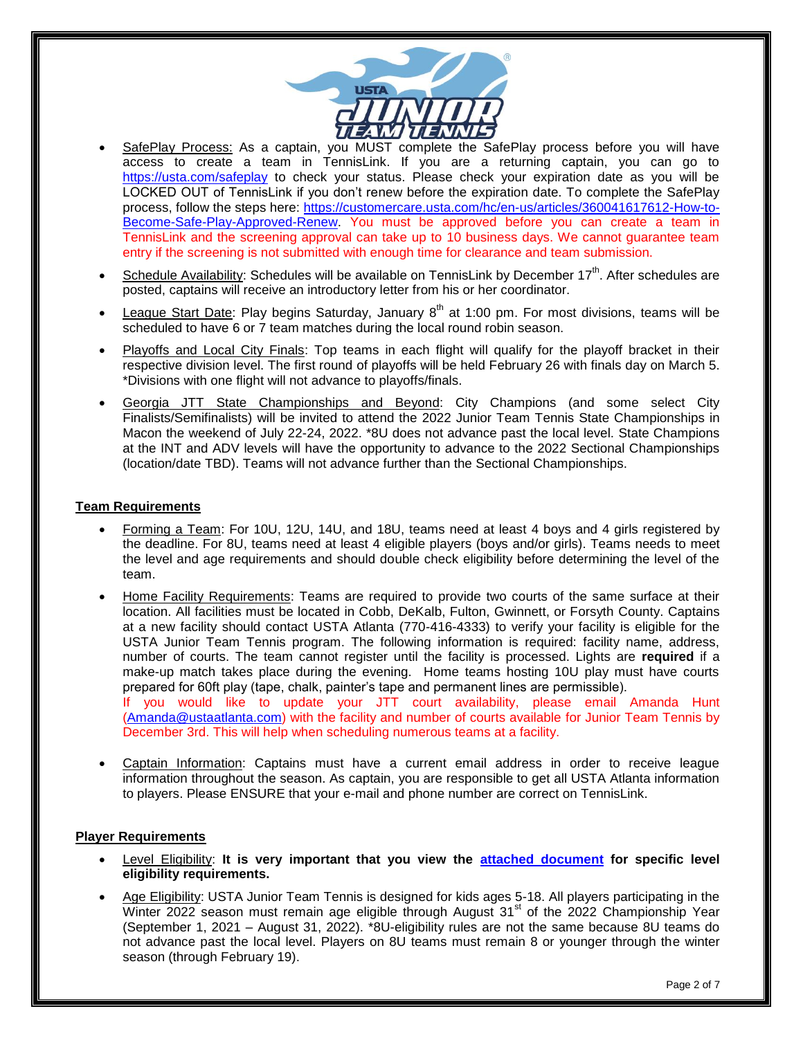- SafePlay Process: As a captain, you MUST complete the SafePlay process before you will have access to create a team in TennisLink. If you are a returning captain, you can go to https://usta.com/safeplay to check your status. Please check your expiration date as you will be LOCKED OUT of TennisLink if you don't renew before the expiration date. To complete the SafePlay process, follow the steps here: https://customercare.usta.com/hc/en-us/articles/360041617612-How-to-Become-Safe-Play-Approved-Renew. You must be approved before you can create a team in TennisLink and the screening approval can take up to 10 business days. We cannot guarantee team entry if the screening is not submitted with enough time for clearance and team submission.

- Schedule Availability: Schedules will be available on TennisLink by December 17th. After schedules are posted, captains will receive an introductory letter from his or her coordinator.

- League Start Date: Play begins Saturday, January 8th at 1:00 pm. For most divisions, teams will be scheduled to have 6 or 7 team matches during the local round robin season.

- Playoffs and Local City Finals: Top teams in each flight will qualify for the playoff bracket in their respective division level. The first round of playoffs will be held February 26 with finals day on March 5. *Divisions with one flight will not advance to playoffs/finals.

- Georgia JTT State Championships and Beyond: City Champions (and some select City Finalists/Semifinalists) will be invited to attend the 2022 Junior Team Tennis State Championships in Macon the weekend of July 22-24, 2022. *8U does not advance past the local level. State Champions at the INT and ADV levels will have the opportunity to advance to the 2022 Sectional Championships (location/date TBD). Teams will not advance further than the Sectional Championships.

## Team Requirements

- Forming a Team: For 10U, 12U, 14U, and 18U, teams need at least 4 boys and 4 girls registered by the deadline. For 8U, teams need at least 4 eligible players (boys and/or girls). Teams needs to meet the level and age requirements and should double check eligibility before determining the level of the team.

- Home Facility Requirements: Teams are required to provide two courts of the same surface at their location. All facilities must be located in Cobb, DeKalb, Fulton, Gwinnett, or Forsyth County. Captains at a new facility should contact USTA Atlanta (770-416-4333) to verify your facility is eligible for the USTA Junior Team Tennis program. The following information is required: facility name, address, number of courts. The team cannot register until the facility is processed. Lights are **required** if a make-up match takes place during the evening. Home teams hosting 10U play must have courts prepared for 60ft play (tape, chalk, painter's tape and permanent lines are permissible).
  If you would like to update your JTT court availability, please email Amanda Hunt (Amanda@ustaatlanta.com) with the facility and number of courts available for Junior Team Tennis by December 3rd. This will help when scheduling numerous teams at a facility.

- Captain Information: Captains must have a current email address in order to receive league information throughout the season. As captain, you are responsible to get all USTA Atlanta information to players. Please ENSURE that your e-mail and phone number are correct on TennisLink.

## Player Requirements

- Level Eligibility: **It is very important that you view the attached document for specific level eligibility requirements.**

- Age Eligibility: USTA Junior Team Tennis is designed for kids ages 5-18. All players participating in the Winter 2022 season must remain age eligible through August 31st of the 2022 Championship Year (September 1, 2021 – August 31, 2022). *8U-eligibility rules are not the same because 8U teams do not advance past the local level. Players on 8U teams must remain 8 or younger through the winter season (through February 19).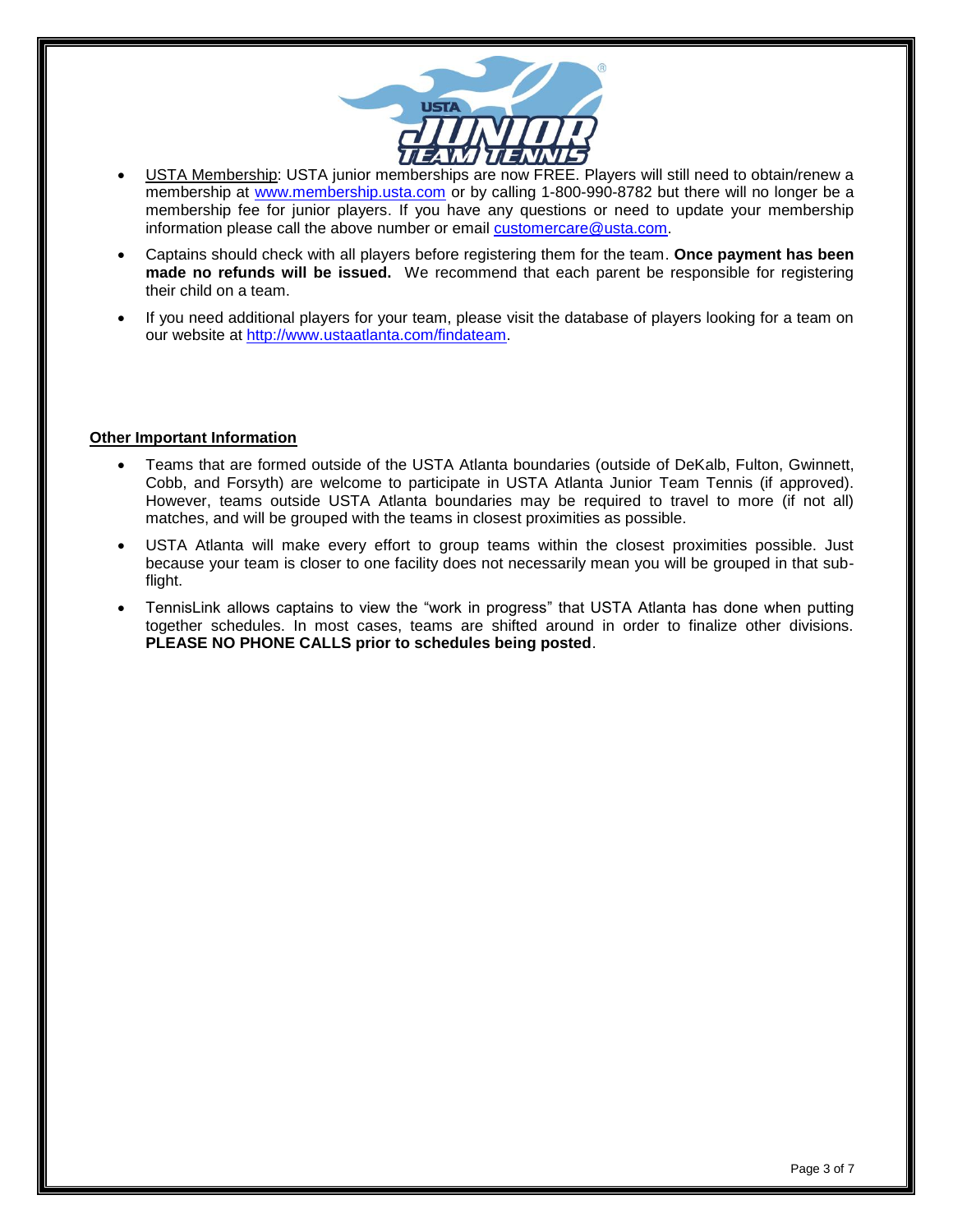- USTA Membership: USTA junior memberships are now FREE. Players will still need to obtain/renew a membership at www.membership.usta.com or by calling 1-800-990-8782 but there will no longer be a membership fee for junior players. If you have any questions or need to update your membership information please call the above number or email customercare@usta.com.
- Captains should check with all players before registering them for the team. **Once payment has been made no refunds will be issued.** We recommend that each parent be responsible for registering their child on a team.
- If you need additional players for your team, please visit the database of players looking for a team on our website at http://www.ustaatlanta.com/findateam.

**Other Important Information**

- Teams that are formed outside of the USTA Atlanta boundaries (outside of DeKalb, Fulton, Gwinnett, Cobb, and Forsyth) are welcome to participate in USTA Atlanta Junior Team Tennis (if approved). However, teams outside USTA Atlanta boundaries may be required to travel to more (if not all) matches, and will be grouped with the teams in closest proximities as possible.
- USTA Atlanta will make every effort to group teams within the closest proximities possible. Just because your team is closer to one facility does not necessarily mean you will be grouped in that sub-flight.
- TennisLink allows captains to view the "work in progress" that USTA Atlanta has done when putting together schedules. In most cases, teams are shifted around in order to finalize other divisions. **PLEASE NO PHONE CALLS prior to schedules being posted**.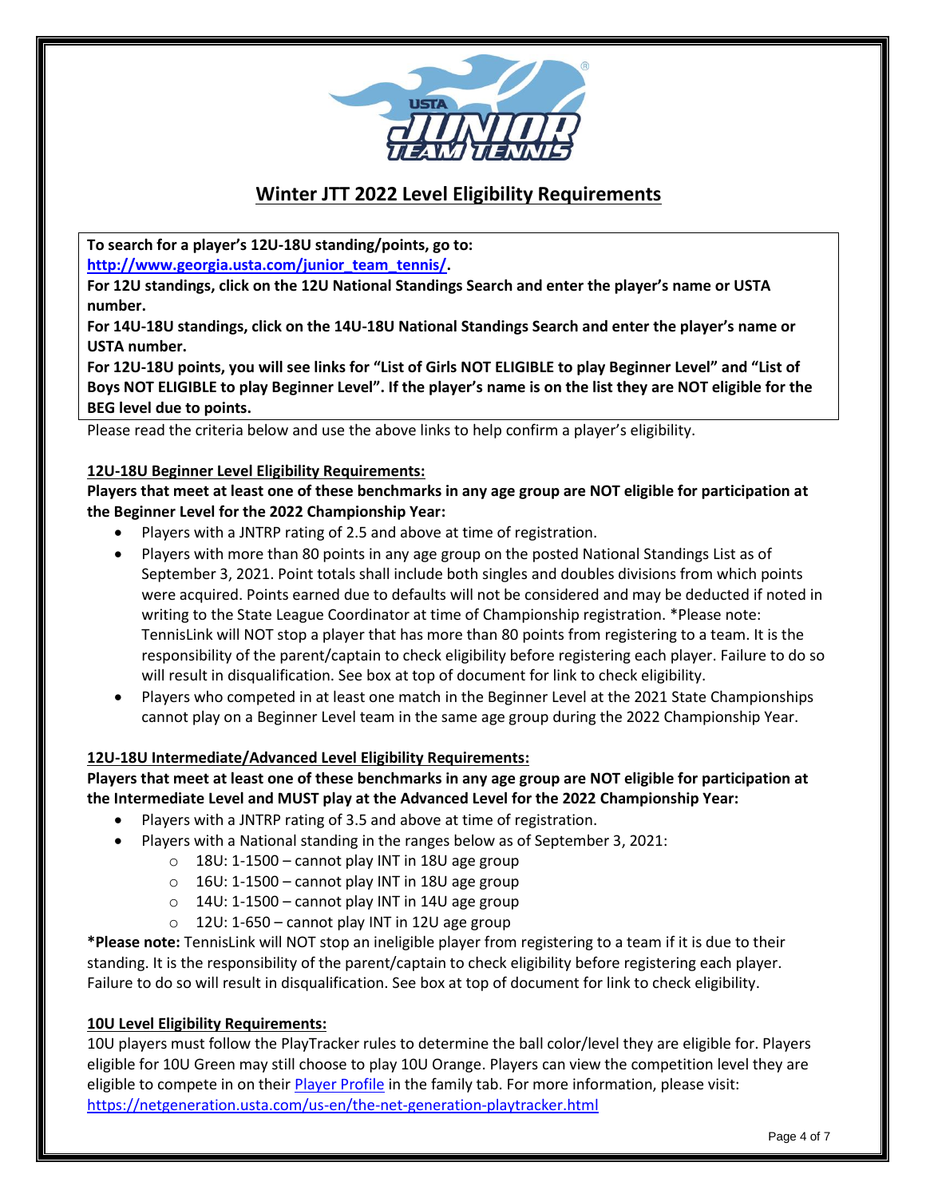# Winter JTT 2022 Level Eligibility Requirements

**To search for a player's 12U-18U standing/points, go to:**
**[http://www.georgia.usta.com/junior_team_tennis/](http://www.georgia.usta.com/junior_team_tennis/).**
**For 12U standings, click on the 12U National Standings Search and enter the player's name or USTA number.**
**For 14U-18U standings, click on the 14U-18U National Standings Search and enter the player's name or USTA number.**
**For 12U-18U points, you will see links for "List of Girls NOT ELIGIBLE to play Beginner Level" and "List of Boys NOT ELIGIBLE to play Beginner Level". If the player's name is on the list they are NOT eligible for the BEG level due to points.**

Please read the criteria below and use the above links to help confirm a player's eligibility.

## 12U-18U Beginner Level Eligibility Requirements:

**Players that meet at least one of these benchmarks in any age group are NOT eligible for participation at the Beginner Level for the 2022 Championship Year:**

- Players with a JNTRP rating of 2.5 and above at time of registration.
- Players with more than 80 points in any age group on the posted National Standings List as of September 3, 2021. Point totals shall include both singles and doubles divisions from which points were acquired. Points earned due to defaults will not be considered and may be deducted if noted in writing to the State League Coordinator at time of Championship registration. *Please note: TennisLink will NOT stop a player that has more than 80 points from registering to a team. It is the responsibility of the parent/captain to check eligibility before registering each player. Failure to do so will result in disqualification. See box at top of document for link to check eligibility.
- Players who competed in at least one match in the Beginner Level at the 2021 State Championships cannot play on a Beginner Level team in the same age group during the 2022 Championship Year.

## 12U-18U Intermediate/Advanced Level Eligibility Requirements:

**Players that meet at least one of these benchmarks in any age group are NOT eligible for participation at the Intermediate Level and MUST play at the Advanced Level for the 2022 Championship Year:**

- Players with a JNTRP rating of 3.5 and above at time of registration.
- Players with a National standing in the ranges below as of September 3, 2021:
  - 18U: 1-1500 – cannot play INT in 18U age group
  - 16U: 1-1500 – cannot play INT in 18U age group
  - 14U: 1-1500 – cannot play INT in 14U age group
  - 12U: 1-650 – cannot play INT in 12U age group

**\*Please note:** TennisLink will NOT stop an ineligible player from registering to a team if it is due to their standing. It is the responsibility of the parent/captain to check eligibility before registering each player. Failure to do so will result in disqualification. See box at top of document for link to check eligibility.

## 10U Level Eligibility Requirements:

10U players must follow the PlayTracker rules to determine the ball color/level they are eligible for. Players eligible for 10U Green may still choose to play 10U Orange. Players can view the competition level they are eligible to compete in on their Player Profile in the family tab. For more information, please visit: [https://netgeneration.usta.com/us-en/the-net-generation-playtracker.html](https://netgeneration.usta.com/us-en/the-net-generation-playtracker.html)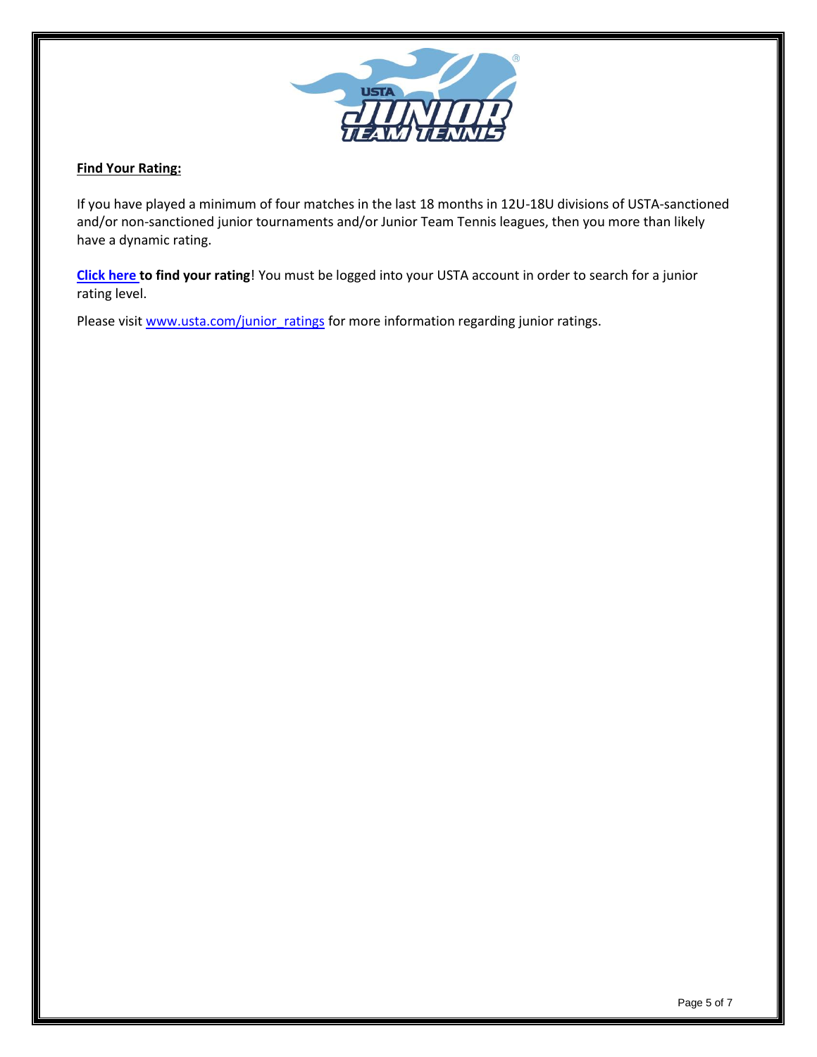**Find Your Rating:**

If you have played a minimum of four matches in the last 18 months in 12U-18U divisions of USTA-sanctioned and/or non-sanctioned junior tournaments and/or Junior Team Tennis leagues, then you more than likely have a dynamic rating.

**Click here to find your rating**! You must be logged into your USTA account in order to search for a junior rating level.

Please visit www.usta.com/junior_ratings for more information regarding junior ratings.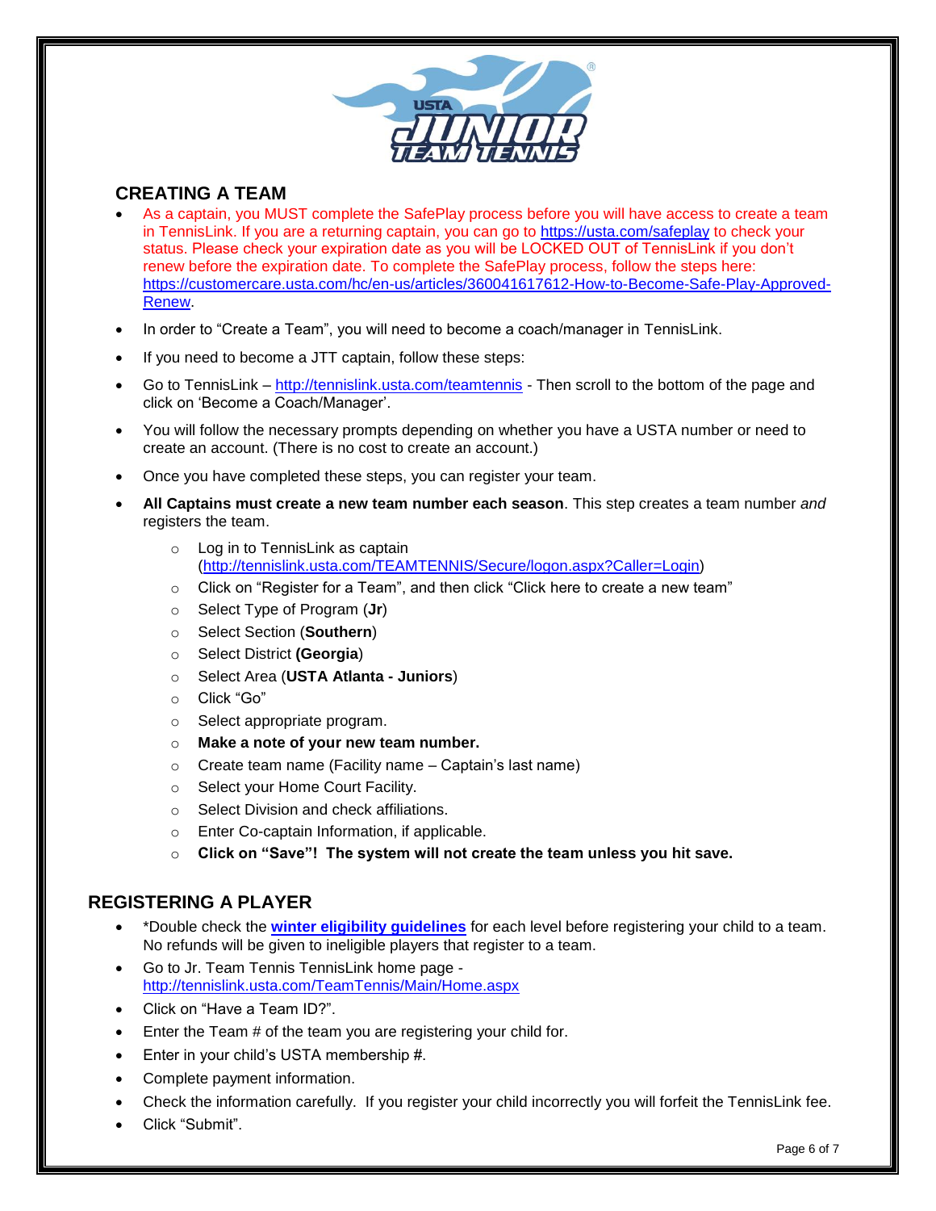## CREATING A TEAM

- As a captain, you MUST complete the SafePlay process before you will have access to create a team in TennisLink. If you are a returning captain, you can go to https://usta.com/safeplay to check your status. Please check your expiration date as you will be LOCKED OUT of TennisLink if you don't renew before the expiration date. To complete the SafePlay process, follow the steps here: https://customercare.usta.com/hc/en-us/articles/360041617612-How-to-Become-Safe-Play-Approved-Renew.
- In order to "Create a Team", you will need to become a coach/manager in TennisLink.
- If you need to become a JTT captain, follow these steps:
- Go to TennisLink – http://tennislink.usta.com/teamtennis - Then scroll to the bottom of the page and click on 'Become a Coach/Manager'.
- You will follow the necessary prompts depending on whether you have a USTA number or need to create an account. (There is no cost to create an account.)
- Once you have completed these steps, you can register your team.
- **All Captains must create a new team number each season**. This step creates a team number *and* registers the team.
  - Log in to TennisLink as captain (http://tennislink.usta.com/TEAMTENNIS/Secure/logon.aspx?Caller=Login)
  - Click on "Register for a Team", and then click "Click here to create a new team"
  - Select Type of Program (**Jr**)
  - Select Section (**Southern**)
  - Select District **(Georgia**)
  - Select Area (**USTA Atlanta - Juniors**)
  - Click "Go"
  - Select appropriate program.
  - **Make a note of your new team number.**
  - Create team name (Facility name – Captain's last name)
  - Select your Home Court Facility.
  - Select Division and check affiliations.
  - Enter Co-captain Information, if applicable.
  - **Click on "Save"! The system will not create the team unless you hit save.**

## REGISTERING A PLAYER

- *Double check the **winter eligibility guidelines** for each level before registering your child to a team. No refunds will be given to ineligible players that register to a team.
- Go to Jr. Team Tennis TennisLink home page - http://tennislink.usta.com/TeamTennis/Main/Home.aspx
- Click on "Have a Team ID?".
- Enter the Team # of the team you are registering your child for.
- Enter in your child's USTA membership #.
- Complete payment information.
- Check the information carefully. If you register your child incorrectly you will forfeit the TennisLink fee.
- Click "Submit".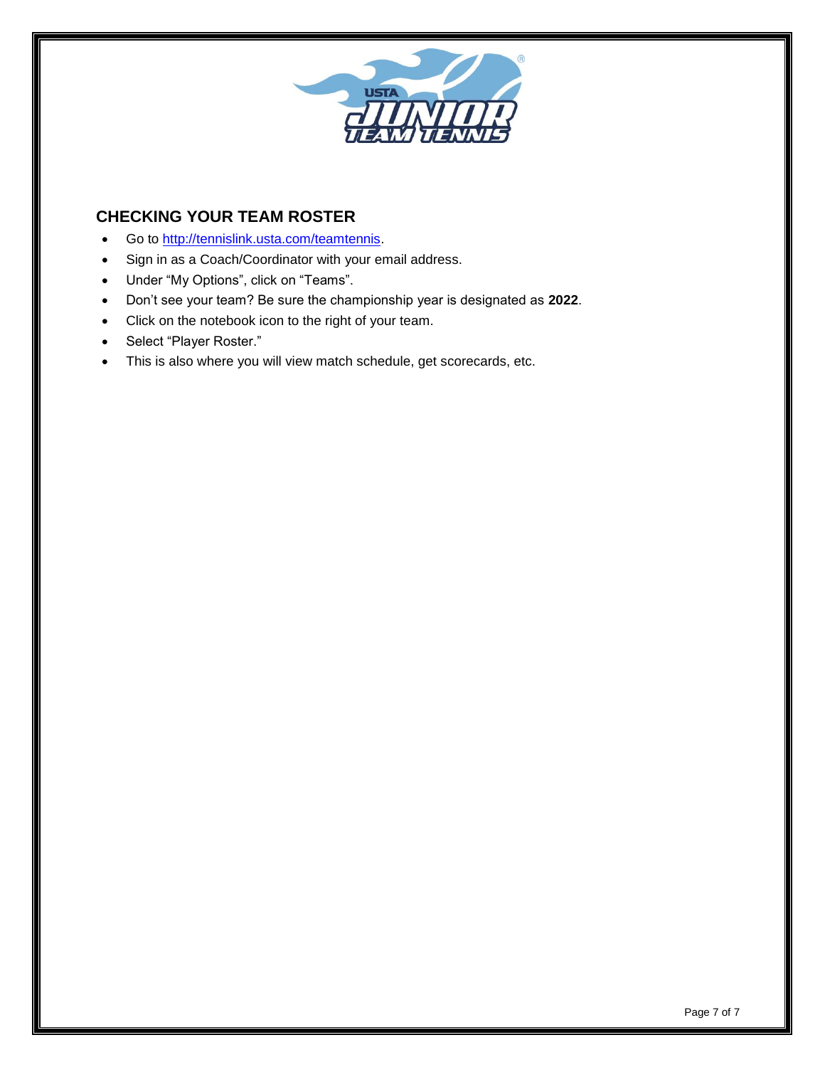## CHECKING YOUR TEAM ROSTER

- Go to [http://tennislink.usta.com/teamtennis](http://tennislink.usta.com/teamtennis).
- Sign in as a Coach/Coordinator with your email address.
- Under "My Options", click on "Teams".
- Don't see your team? Be sure the championship year is designated as **2022**.
- Click on the notebook icon to the right of your team.
- Select "Player Roster."
- This is also where you will view match schedule, get scorecards, etc.